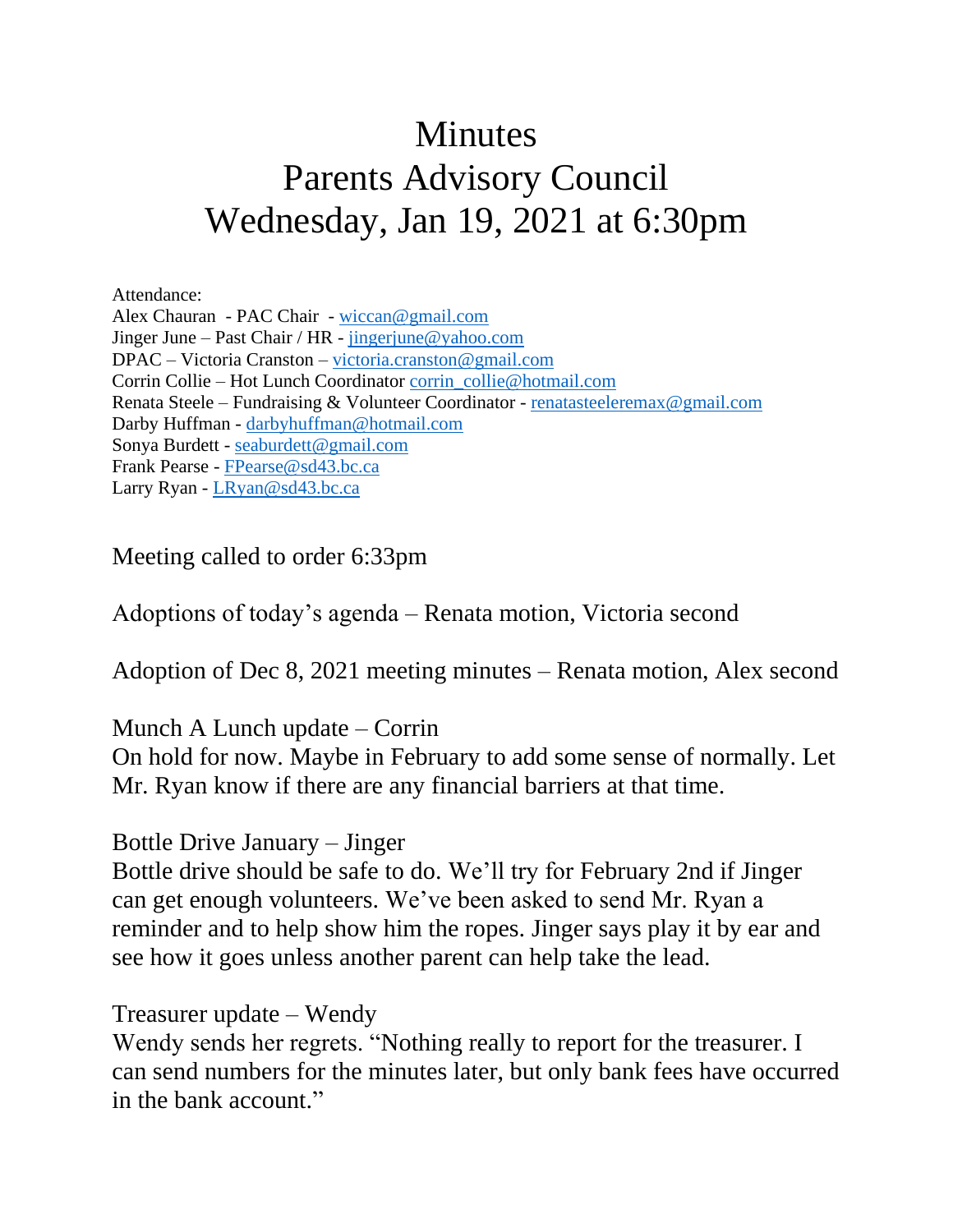# Minutes
# Parents Advisory Council
# Wednesday, Jan 19, 2021 at 6:30pm

Attendance:
Alex Chauran - PAC Chair - wiccan@gmail.com
Jinger June – Past Chair / HR - jingerjune@yahoo.com
DPAC – Victoria Cranston – victoria.cranston@gmail.com
Corrin Collie – Hot Lunch Coordinator corrin_collie@hotmail.com
Renata Steele – Fundraising & Volunteer Coordinator - renatasteeleremax@gmail.com
Darby Huffman - darbyhuffman@hotmail.com
Sonya Burdett - seaburdett@gmail.com
Frank Pearse - FPearse@sd43.bc.ca
Larry Ryan - LRyan@sd43.bc.ca

Meeting called to order 6:33pm

Adoptions of today's agenda – Renata motion, Victoria second

Adoption of Dec 8, 2021 meeting minutes – Renata motion, Alex second

Munch A Lunch update – Corrin
On hold for now. Maybe in February to add some sense of normally. Let Mr. Ryan know if there are any financial barriers at that time.

Bottle Drive January – Jinger
Bottle drive should be safe to do. We'll try for February 2nd if Jinger can get enough volunteers. We've been asked to send Mr. Ryan a reminder and to help show him the ropes. Jinger says play it by ear and see how it goes unless another parent can help take the lead.

Treasurer update – Wendy
Wendy sends her regrets. "Nothing really to report for the treasurer. I can send numbers for the minutes later, but only bank fees have occurred in the bank account."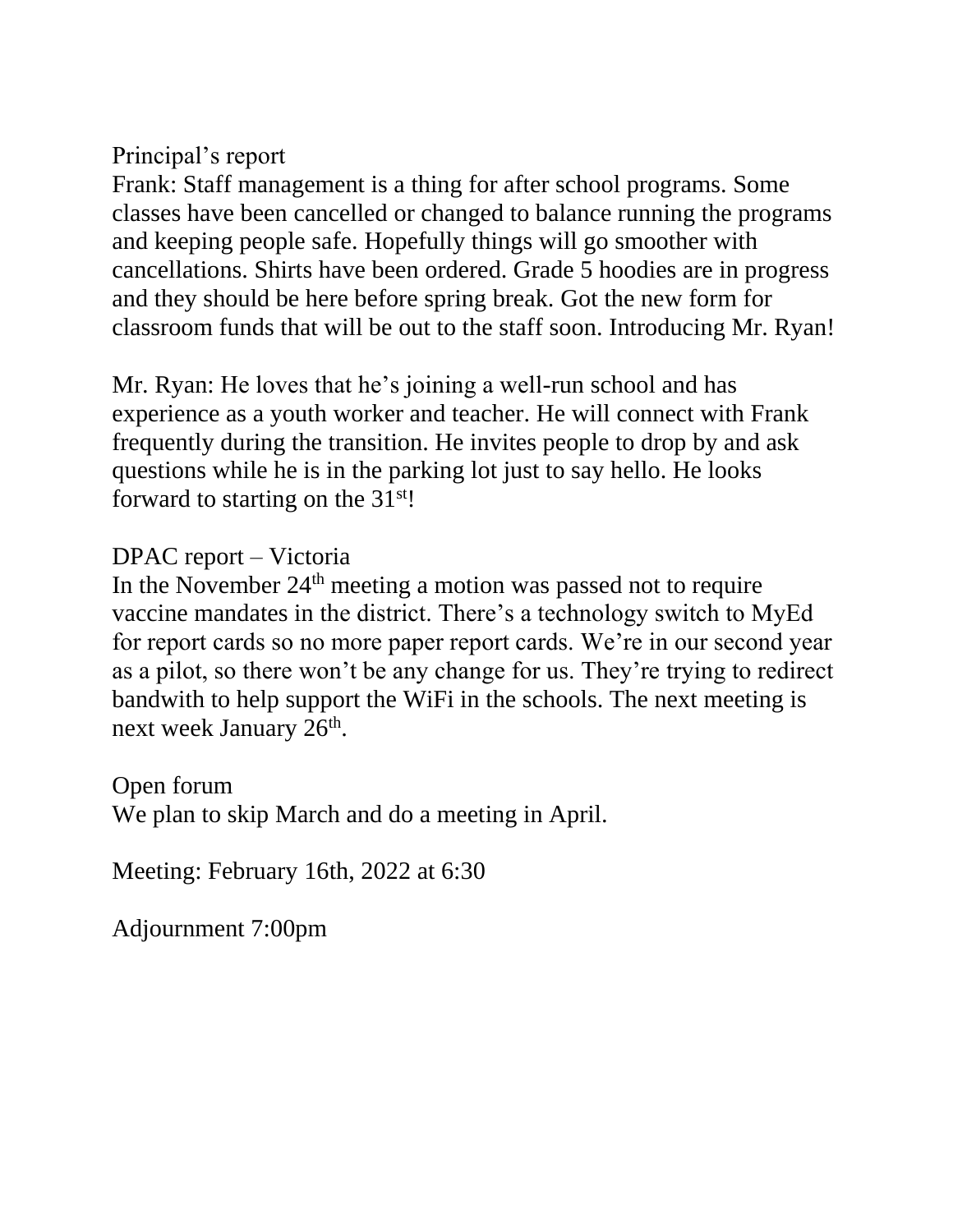Principal's report

Frank: Staff management is a thing for after school programs. Some classes have been cancelled or changed to balance running the programs and keeping people safe. Hopefully things will go smoother with cancellations. Shirts have been ordered. Grade 5 hoodies are in progress and they should be here before spring break. Got the new form for classroom funds that will be out to the staff soon. Introducing Mr. Ryan!

Mr. Ryan: He loves that he's joining a well-run school and has experience as a youth worker and teacher. He will connect with Frank frequently during the transition. He invites people to drop by and ask questions while he is in the parking lot just to say hello. He looks forward to starting on the 31st!

DPAC report – Victoria

In the November 24th meeting a motion was passed not to require vaccine mandates in the district. There's a technology switch to MyEd for report cards so no more paper report cards. We're in our second year as a pilot, so there won't be any change for us. They're trying to redirect bandwith to help support the WiFi in the schools. The next meeting is next week January 26th.

Open forum

We plan to skip March and do a meeting in April.

Meeting: February 16th, 2022 at 6:30

Adjournment 7:00pm